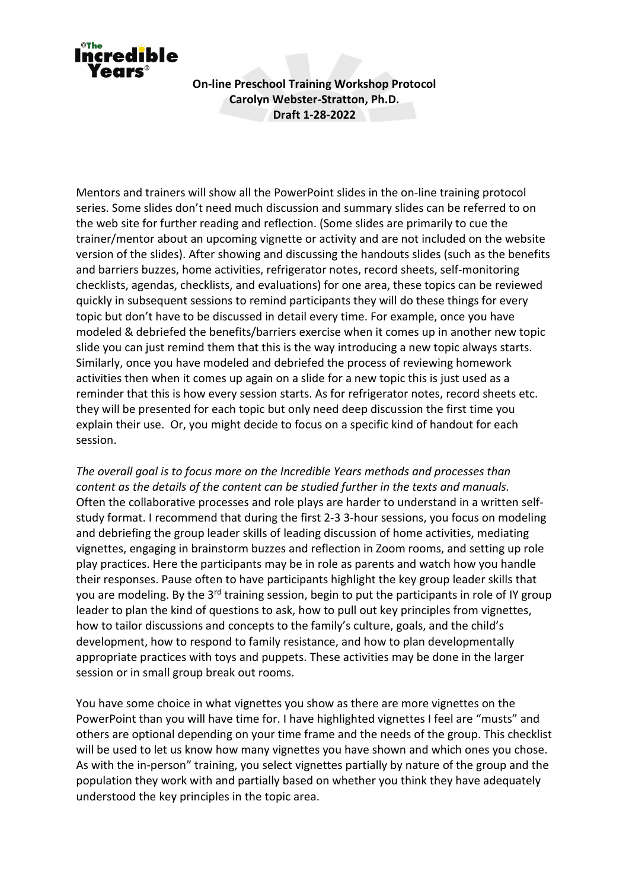**On-line Preschool Training Workshop Protocol**
**Carolyn Webster-Stratton, Ph.D.**
**Draft 1-28-2022**

Mentors and trainers will show all the PowerPoint slides in the on-line training protocol series. Some slides don't need much discussion and summary slides can be referred to on the web site for further reading and reflection. (Some slides are primarily to cue the trainer/mentor about an upcoming vignette or activity and are not included on the website version of the slides). After showing and discussing the handouts slides (such as the benefits and barriers buzzes, home activities, refrigerator notes, record sheets, self-monitoring checklists, agendas, checklists, and evaluations) for one area, these topics can be reviewed quickly in subsequent sessions to remind participants they will do these things for every topic but don't have to be discussed in detail every time. For example, once you have modeled & debriefed the benefits/barriers exercise when it comes up in another new topic slide you can just remind them that this is the way introducing a new topic always starts. Similarly, once you have modeled and debriefed the process of reviewing homework activities then when it comes up again on a slide for a new topic this is just used as a reminder that this is how every session starts. As for refrigerator notes, record sheets etc. they will be presented for each topic but only need deep discussion the first time you explain their use. Or, you might decide to focus on a specific kind of handout for each session.

*The overall goal is to focus more on the Incredible Years methods and processes than content as the details of the content can be studied further in the texts and manuals.* Often the collaborative processes and role plays are harder to understand in a written self-study format. I recommend that during the first 2-3 3-hour sessions, you focus on modeling and debriefing the group leader skills of leading discussion of home activities, mediating vignettes, engaging in brainstorm buzzes and reflection in Zoom rooms, and setting up role play practices. Here the participants may be in role as parents and watch how you handle their responses. Pause often to have participants highlight the key group leader skills that you are modeling. By the 3rd training session, begin to put the participants in role of IY group leader to plan the kind of questions to ask, how to pull out key principles from vignettes, how to tailor discussions and concepts to the family's culture, goals, and the child's development, how to respond to family resistance, and how to plan developmentally appropriate practices with toys and puppets. These activities may be done in the larger session or in small group break out rooms.

You have some choice in what vignettes you show as there are more vignettes on the PowerPoint than you will have time for. I have highlighted vignettes I feel are "musts" and others are optional depending on your time frame and the needs of the group. This checklist will be used to let us know how many vignettes you have shown and which ones you chose. As with the in-person" training, you select vignettes partially by nature of the group and the population they work with and partially based on whether you think they have adequately understood the key principles in the topic area.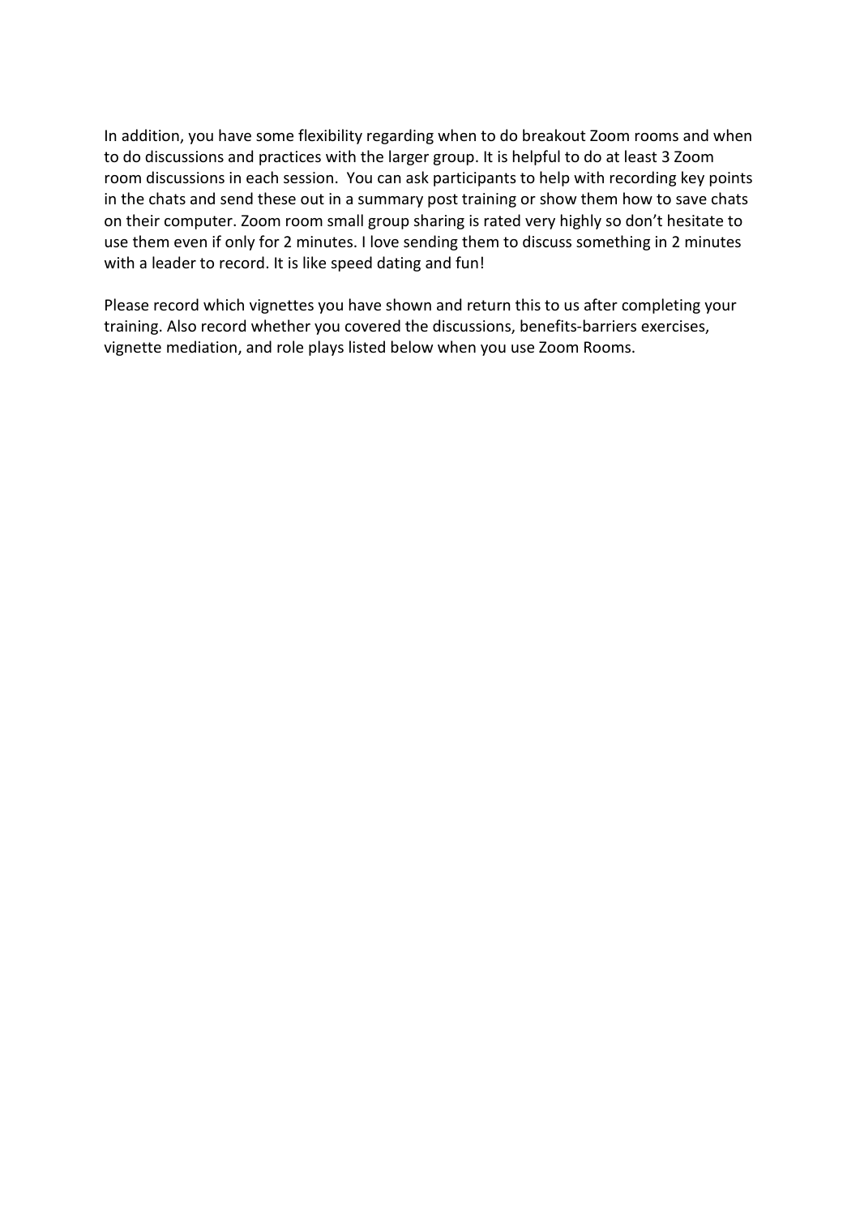In addition, you have some flexibility regarding when to do breakout Zoom rooms and when to do discussions and practices with the larger group. It is helpful to do at least 3 Zoom room discussions in each session. You can ask participants to help with recording key points in the chats and send these out in a summary post training or show them how to save chats on their computer. Zoom room small group sharing is rated very highly so don't hesitate to use them even if only for 2 minutes. I love sending them to discuss something in 2 minutes with a leader to record. It is like speed dating and fun!

Please record which vignettes you have shown and return this to us after completing your training. Also record whether you covered the discussions, benefits-barriers exercises, vignette mediation, and role plays listed below when you use Zoom Rooms.